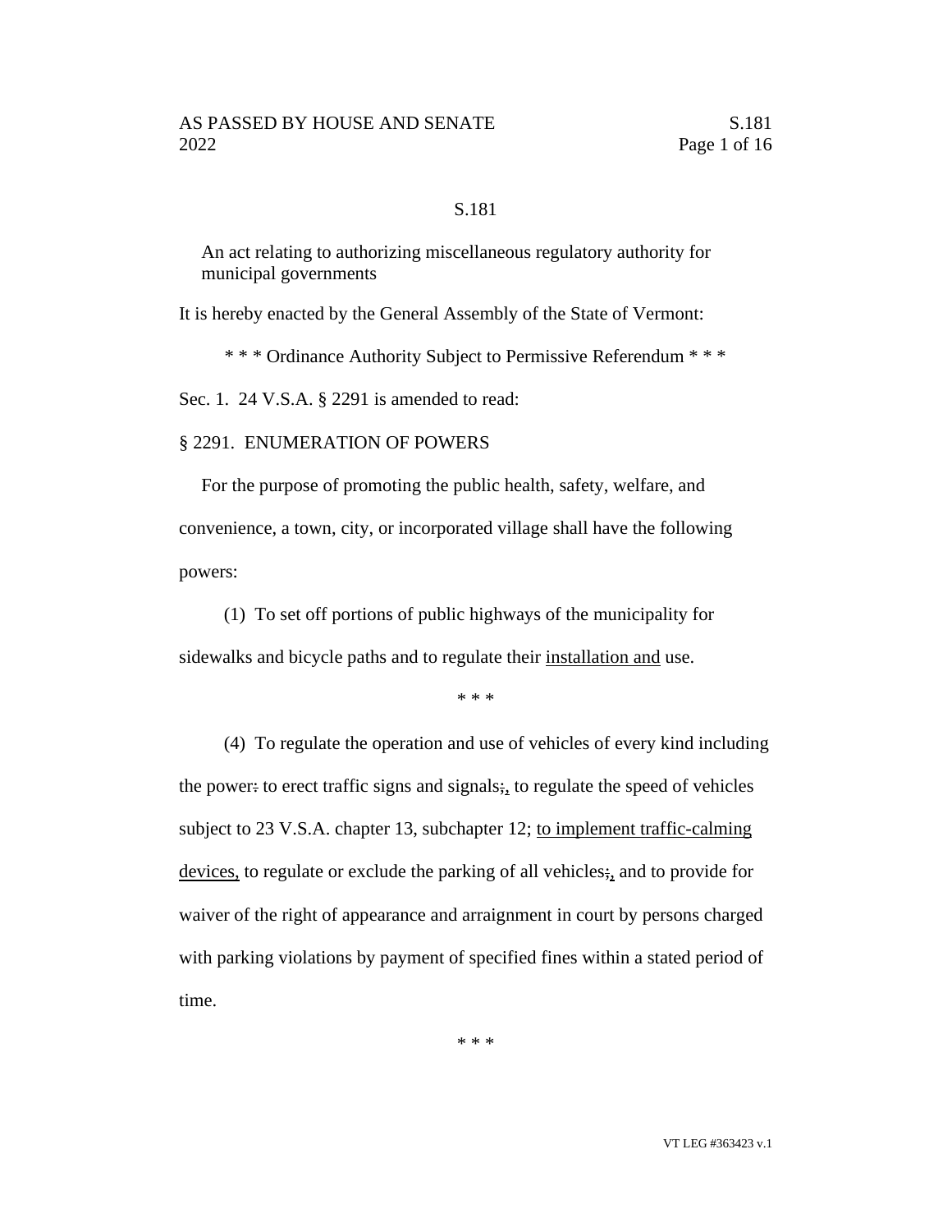S.181

An act relating to authorizing miscellaneous regulatory authority for municipal governments

It is hereby enacted by the General Assembly of the State of Vermont:

\* \* \* Ordinance Authority Subject to Permissive Referendum \* \* \*

Sec. 1. 24 V.S.A. § 2291 is amended to read:

§ 2291. ENUMERATION OF POWERS

For the purpose of promoting the public health, safety, welfare, and convenience, a town, city, or incorporated village shall have the following powers:

(1) To set off portions of public highways of the municipality for sidewalks and bicycle paths and to regulate their <u>installation and</u> use.

\* \* \*

(4) To regulate the operation and use of vehicles of every kind including the power~~:~~ to erect traffic signs and signals~~;~~<u>,</u> to regulate the speed of vehicles subject to 23 V.S.A. chapter 13, subchapter 12; <u>to implement traffic-calming devices,</u> to regulate or exclude the parking of all vehicles~~;~~<u>,</u> and to provide for waiver of the right of appearance and arraignment in court by persons charged with parking violations by payment of specified fines within a stated period of time.

\* \* \*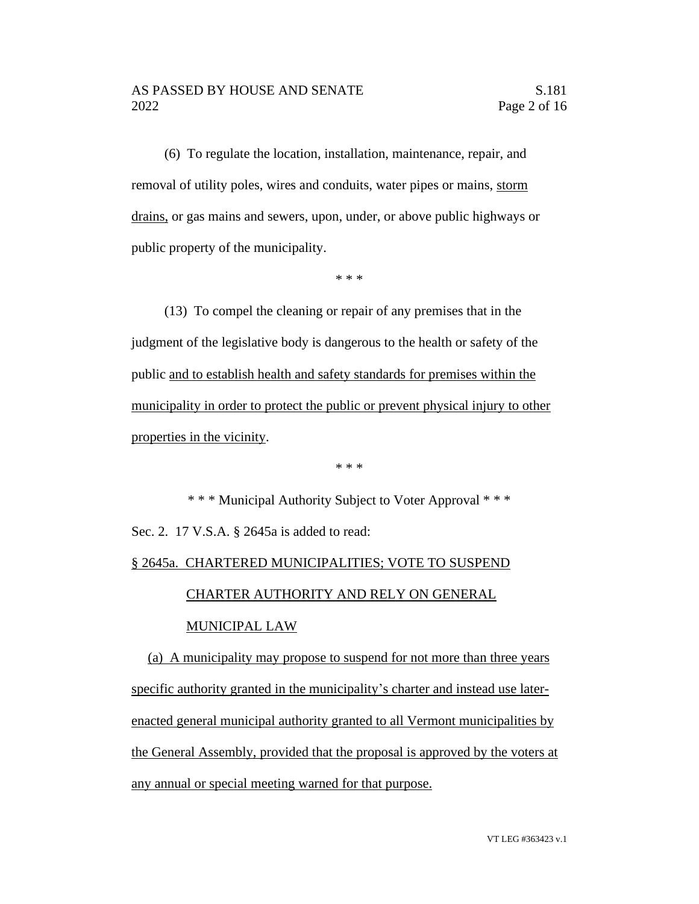(6) To regulate the location, installation, maintenance, repair, and removal of utility poles, wires and conduits, water pipes or mains, <u>storm drains,</u> or gas mains and sewers, upon, under, or above public highways or public property of the municipality.

\* \* \*

(13) To compel the cleaning or repair of any premises that in the judgment of the legislative body is dangerous to the health or safety of the public <u>and to establish health and safety standards for premises within the municipality in order to protect the public or prevent physical injury to other properties in the vicinity</u>.

\* \* \*

\* \* \* Municipal Authority Subject to Voter Approval \* \* \*

Sec. 2. 17 V.S.A. § 2645a is added to read:

<u>§ 2645a. CHARTERED MUNICIPALITIES; VOTE TO SUSPEND CHARTER AUTHORITY AND RELY ON GENERAL MUNICIPAL LAW</u>

<u>(a) A municipality may propose to suspend for not more than three years specific authority granted in the municipality's charter and instead use later-enacted general municipal authority granted to all Vermont municipalities by the General Assembly, provided that the proposal is approved by the voters at any annual or special meeting warned for that purpose.</u>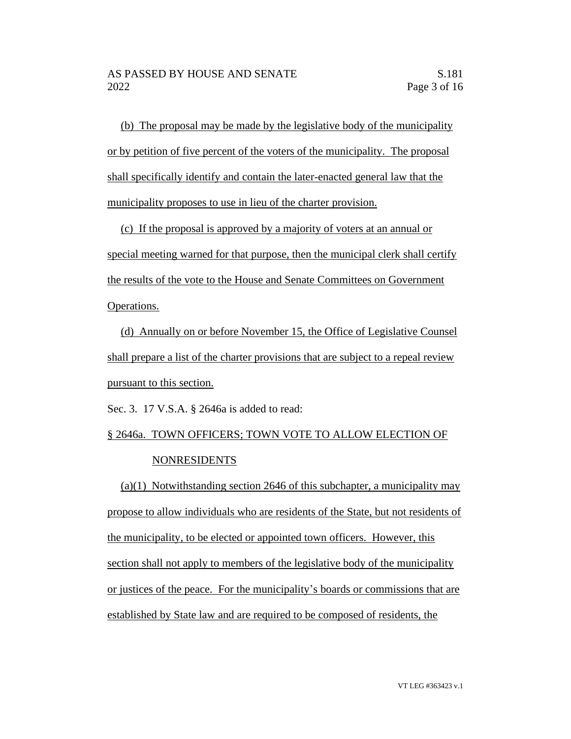(b) The proposal may be made by the legislative body of the municipality or by petition of five percent of the voters of the municipality. The proposal shall specifically identify and contain the later-enacted general law that the municipality proposes to use in lieu of the charter provision.

(c) If the proposal is approved by a majority of voters at an annual or special meeting warned for that purpose, then the municipal clerk shall certify the results of the vote to the House and Senate Committees on Government Operations.

(d) Annually on or before November 15, the Office of Legislative Counsel shall prepare a list of the charter provisions that are subject to a repeal review pursuant to this section.

Sec. 3. 17 V.S.A. § 2646a is added to read:

§ 2646a. TOWN OFFICERS; TOWN VOTE TO ALLOW ELECTION OF NONRESIDENTS

(a)(1) Notwithstanding section 2646 of this subchapter, a municipality may propose to allow individuals who are residents of the State, but not residents of the municipality, to be elected or appointed town officers. However, this section shall not apply to members of the legislative body of the municipality or justices of the peace. For the municipality's boards or commissions that are established by State law and are required to be composed of residents, the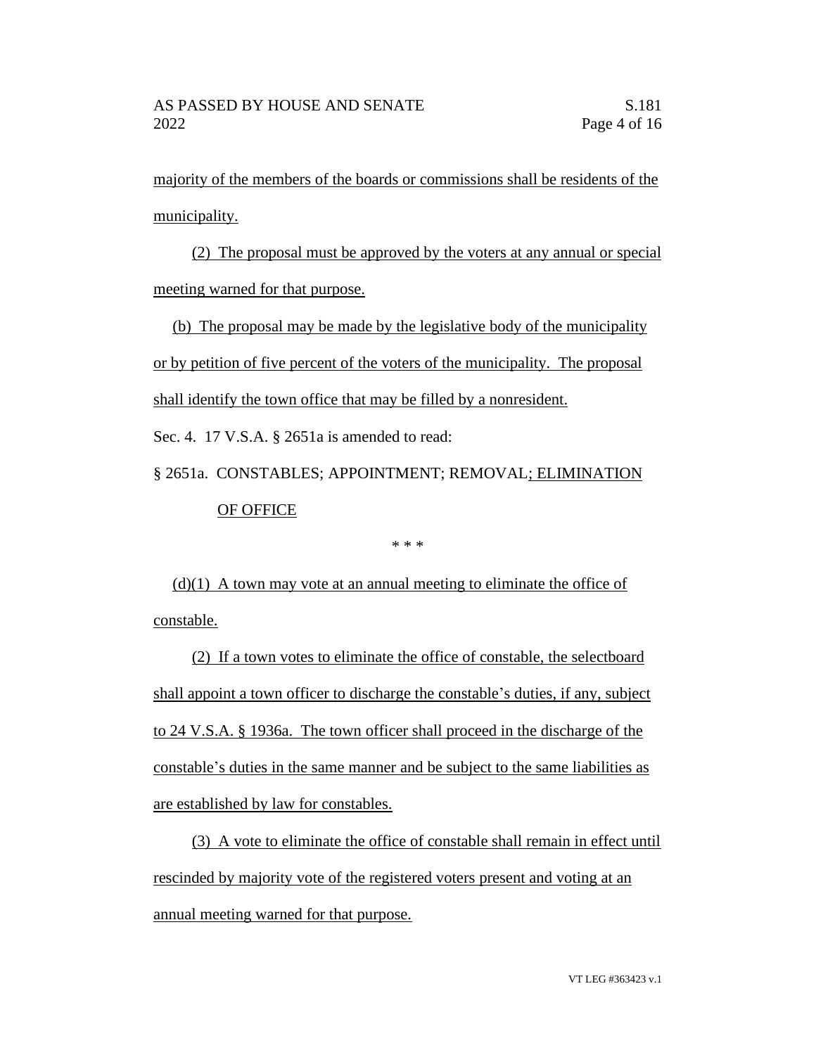majority of the members of the boards or commissions shall be residents of the municipality.

(2) The proposal must be approved by the voters at any annual or special meeting warned for that purpose.

(b) The proposal may be made by the legislative body of the municipality or by petition of five percent of the voters of the municipality. The proposal shall identify the town office that may be filled by a nonresident.

Sec. 4. 17 V.S.A. § 2651a is amended to read:

§ 2651a. CONSTABLES; APPOINTMENT; REMOVAL; ELIMINATION OF OFFICE

\* \* \*

(d)(1) A town may vote at an annual meeting to eliminate the office of constable.

(2) If a town votes to eliminate the office of constable, the selectboard shall appoint a town officer to discharge the constable's duties, if any, subject to 24 V.S.A. § 1936a. The town officer shall proceed in the discharge of the constable's duties in the same manner and be subject to the same liabilities as are established by law for constables.

(3) A vote to eliminate the office of constable shall remain in effect until rescinded by majority vote of the registered voters present and voting at an annual meeting warned for that purpose.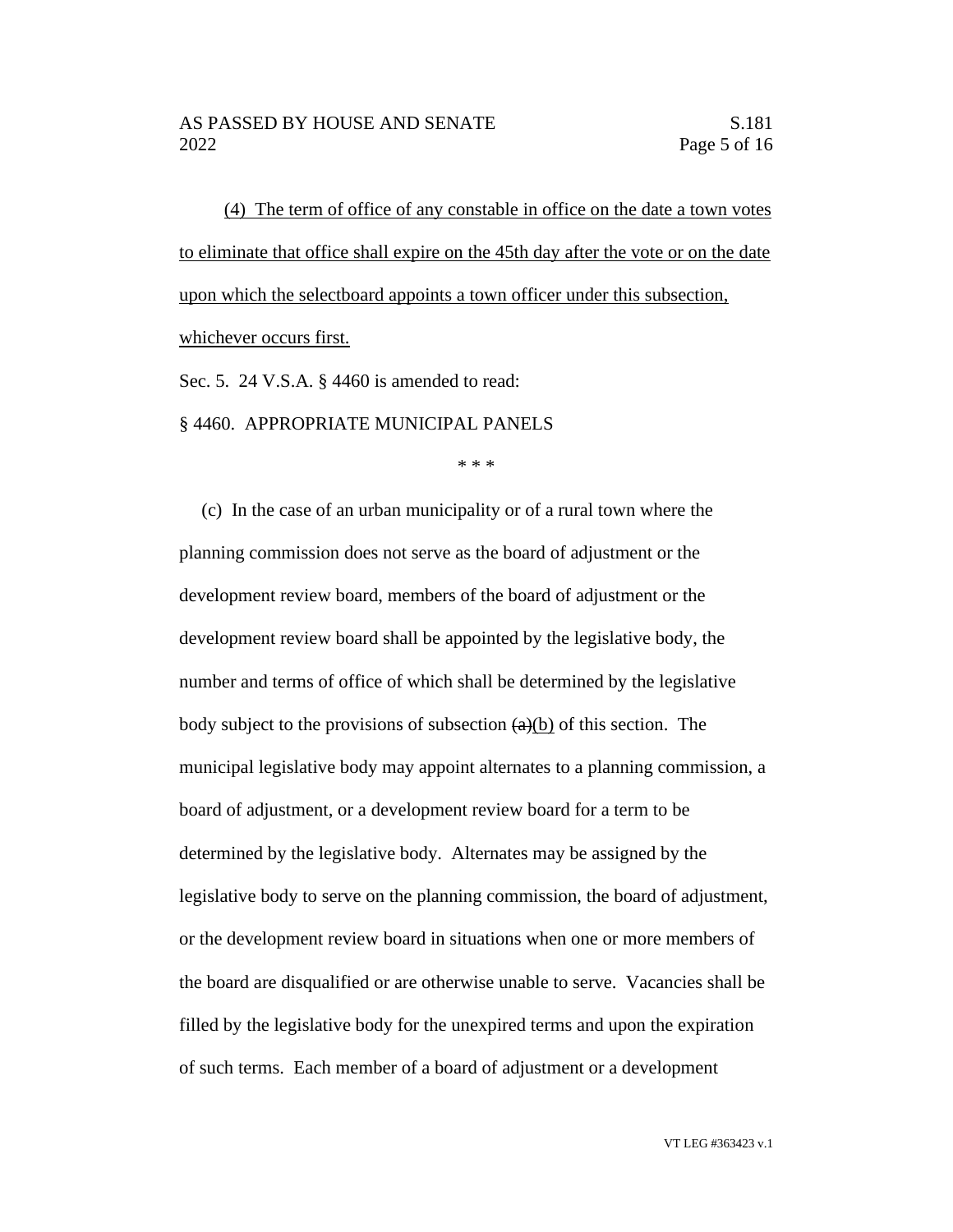(4) The term of office of any constable in office on the date a town votes to eliminate that office shall expire on the 45th day after the vote or on the date upon which the selectboard appoints a town officer under this subsection, whichever occurs first.

Sec. 5. 24 V.S.A. § 4460 is amended to read:

§ 4460. APPROPRIATE MUNICIPAL PANELS

\* \* \*

(c) In the case of an urban municipality or of a rural town where the planning commission does not serve as the board of adjustment or the development review board, members of the board of adjustment or the development review board shall be appointed by the legislative body, the number and terms of office of which shall be determined by the legislative body subject to the provisions of subsection ~~(a)~~(b) of this section. The municipal legislative body may appoint alternates to a planning commission, a board of adjustment, or a development review board for a term to be determined by the legislative body. Alternates may be assigned by the legislative body to serve on the planning commission, the board of adjustment, or the development review board in situations when one or more members of the board are disqualified or are otherwise unable to serve. Vacancies shall be filled by the legislative body for the unexpired terms and upon the expiration of such terms. Each member of a board of adjustment or a development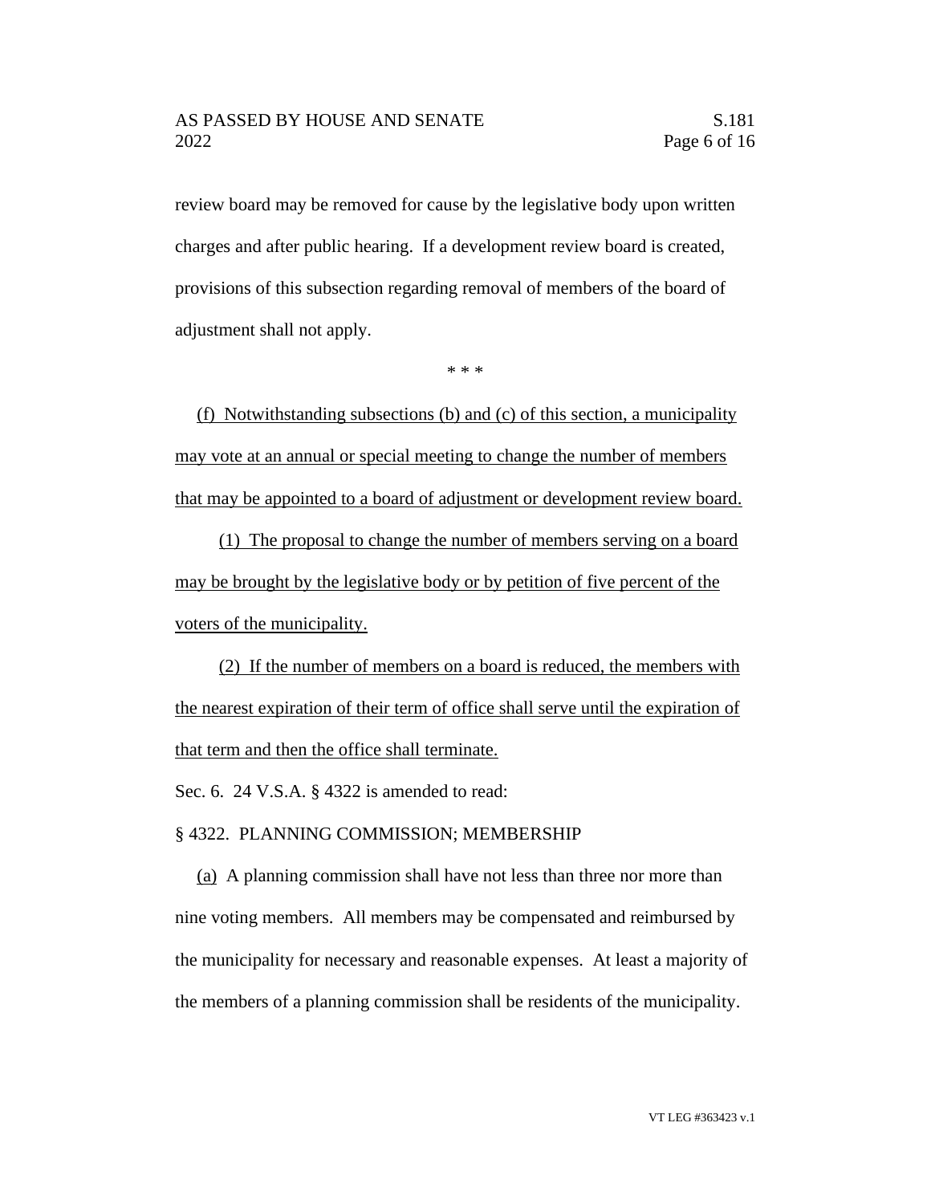review board may be removed for cause by the legislative body upon written charges and after public hearing. If a development review board is created, provisions of this subsection regarding removal of members of the board of adjustment shall not apply.

\* \* \*

<u>(f) Notwithstanding subsections (b) and (c) of this section, a municipality may vote at an annual or special meeting to change the number of members that may be appointed to a board of adjustment or development review board.</u>

<u>(1) The proposal to change the number of members serving on a board may be brought by the legislative body or by petition of five percent of the voters of the municipality.</u>

<u>(2) If the number of members on a board is reduced, the members with the nearest expiration of their term of office shall serve until the expiration of that term and then the office shall terminate.</u>

Sec. 6. 24 V.S.A. § 4322 is amended to read:

§ 4322. PLANNING COMMISSION; MEMBERSHIP

<u>(a)</u> A planning commission shall have not less than three nor more than nine voting members. All members may be compensated and reimbursed by the municipality for necessary and reasonable expenses. At least a majority of the members of a planning commission shall be residents of the municipality.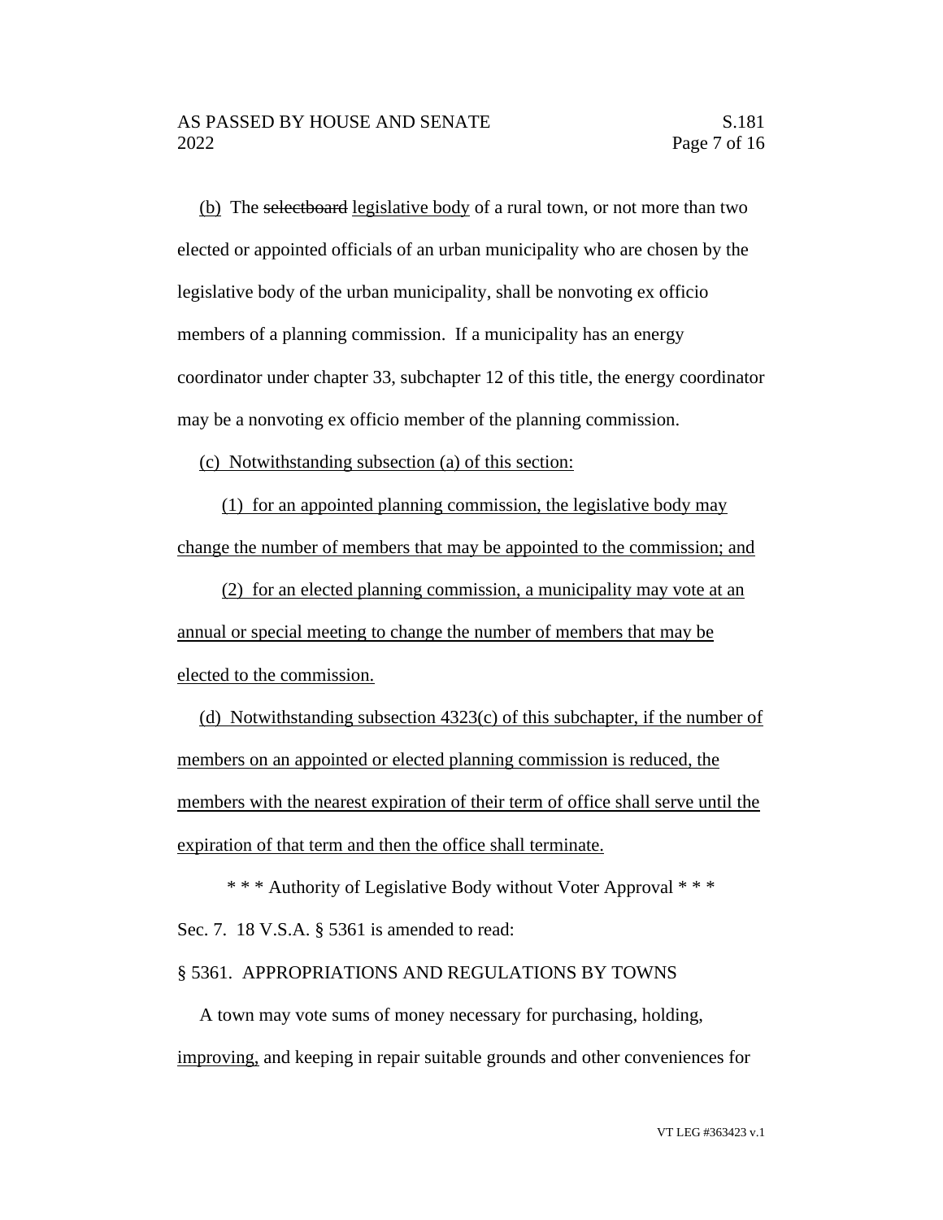(b) The ~~selectboard~~ legislative body of a rural town, or not more than two elected or appointed officials of an urban municipality who are chosen by the legislative body of the urban municipality, shall be nonvoting ex officio members of a planning commission. If a municipality has an energy coordinator under chapter 33, subchapter 12 of this title, the energy coordinator may be a nonvoting ex officio member of the planning commission.

(c) Notwithstanding subsection (a) of this section:

(1) for an appointed planning commission, the legislative body may change the number of members that may be appointed to the commission; and

(2) for an elected planning commission, a municipality may vote at an annual or special meeting to change the number of members that may be elected to the commission.

(d) Notwithstanding subsection 4323(c) of this subchapter, if the number of members on an appointed or elected planning commission is reduced, the members with the nearest expiration of their term of office shall serve until the expiration of that term and then the office shall terminate.

\* \* \* Authority of Legislative Body without Voter Approval \* \* \*

Sec. 7. 18 V.S.A. § 5361 is amended to read:

§ 5361. APPROPRIATIONS AND REGULATIONS BY TOWNS

A town may vote sums of money necessary for purchasing, holding, improving, and keeping in repair suitable grounds and other conveniences for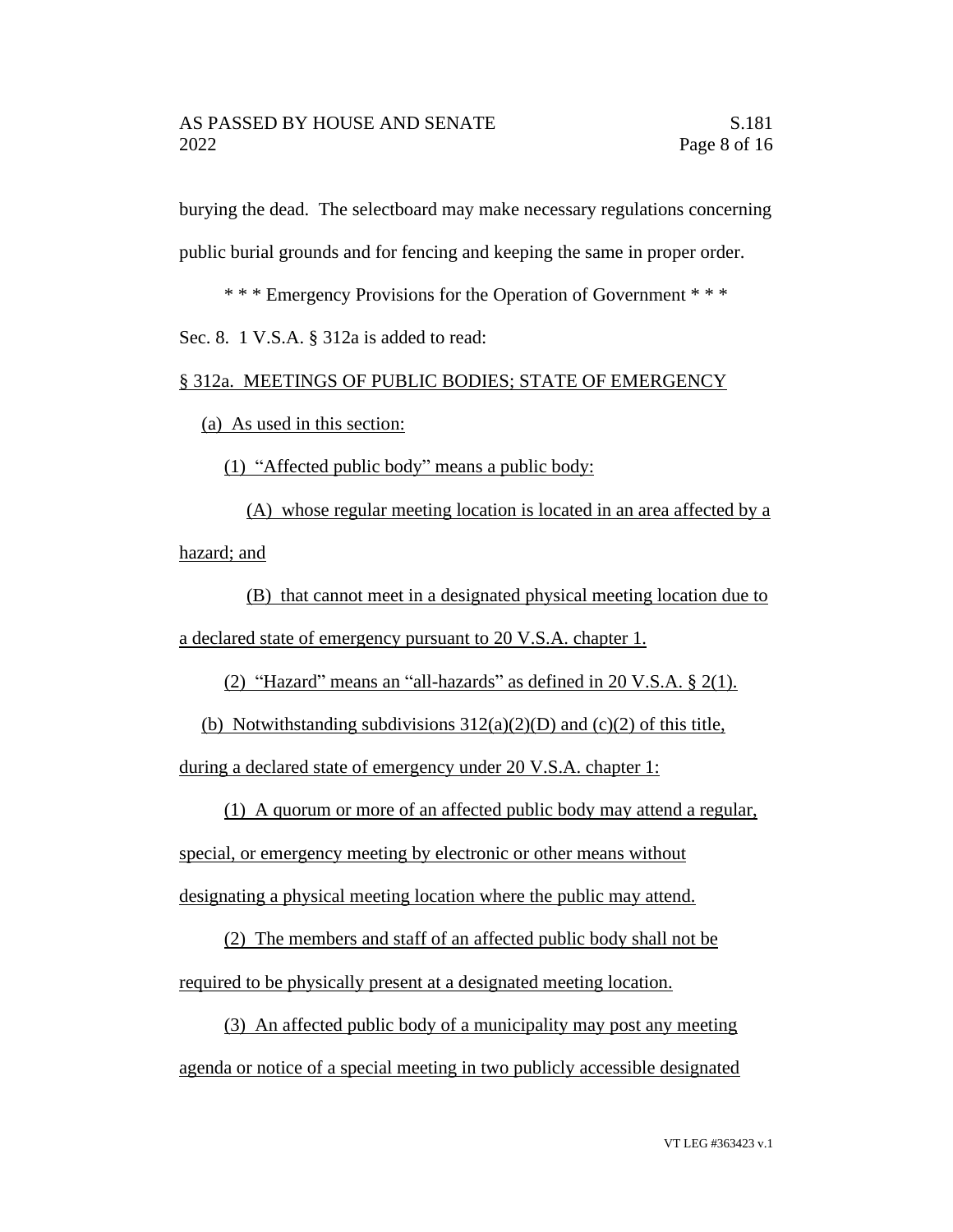burying the dead. The selectboard may make necessary regulations concerning public burial grounds and for fencing and keeping the same in proper order.

\* \* \* Emergency Provisions for the Operation of Government \* \* \*

Sec. 8. 1 V.S.A. § 312a is added to read:

§ 312a. MEETINGS OF PUBLIC BODIES; STATE OF EMERGENCY

(a) As used in this section:

(1) "Affected public body" means a public body:

(A) whose regular meeting location is located in an area affected by a hazard; and

(B) that cannot meet in a designated physical meeting location due to a declared state of emergency pursuant to 20 V.S.A. chapter 1.

(2) "Hazard" means an "all-hazards" as defined in 20 V.S.A. § 2(1).

(b) Notwithstanding subdivisions 312(a)(2)(D) and (c)(2) of this title, during a declared state of emergency under 20 V.S.A. chapter 1:

(1) A quorum or more of an affected public body may attend a regular, special, or emergency meeting by electronic or other means without designating a physical meeting location where the public may attend.

(2) The members and staff of an affected public body shall not be required to be physically present at a designated meeting location.

(3) An affected public body of a municipality may post any meeting agenda or notice of a special meeting in two publicly accessible designated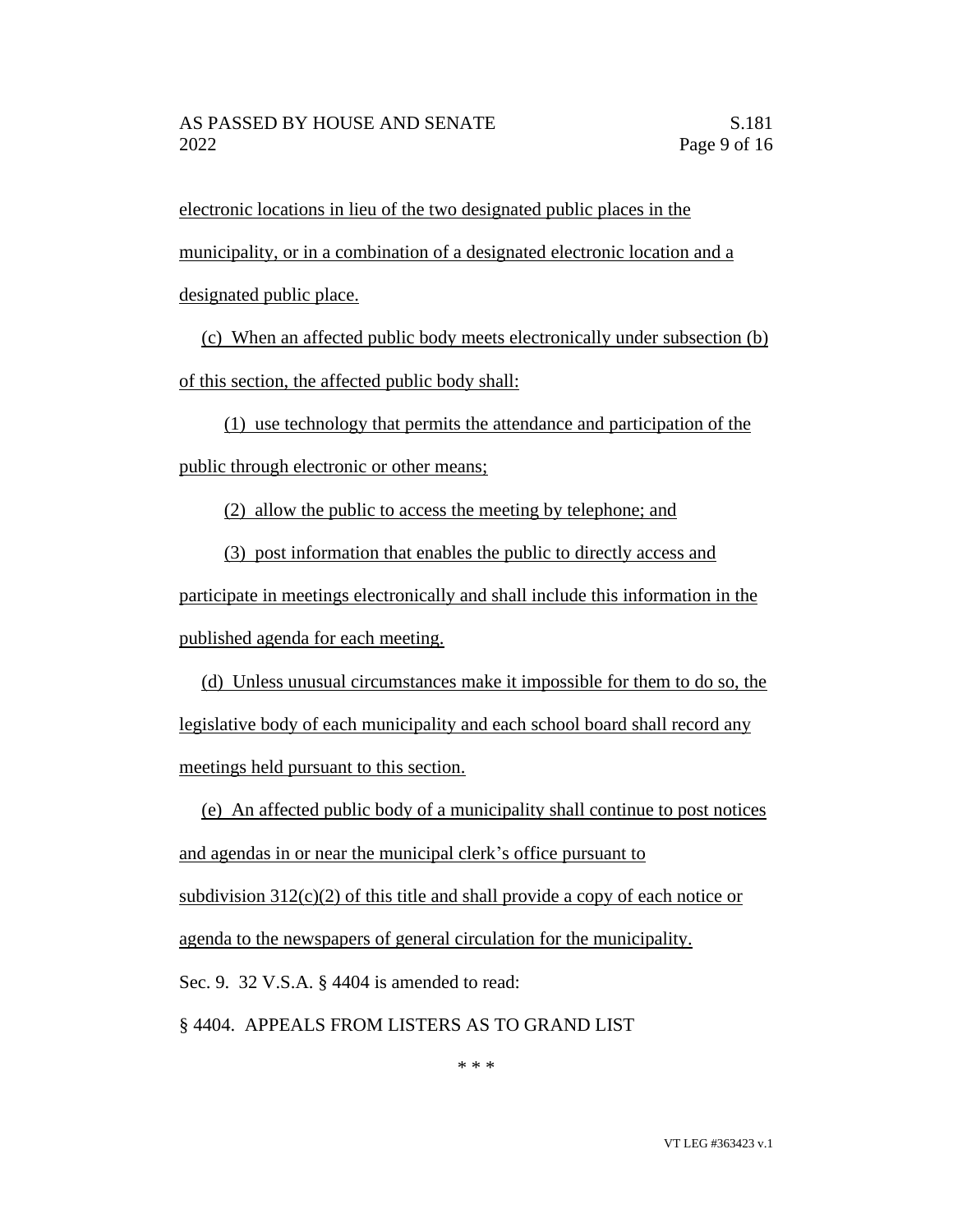electronic locations in lieu of the two designated public places in the municipality, or in a combination of a designated electronic location and a designated public place.

(c) When an affected public body meets electronically under subsection (b) of this section, the affected public body shall:

(1) use technology that permits the attendance and participation of the public through electronic or other means;

(2) allow the public to access the meeting by telephone; and

(3) post information that enables the public to directly access and participate in meetings electronically and shall include this information in the published agenda for each meeting.

(d) Unless unusual circumstances make it impossible for them to do so, the legislative body of each municipality and each school board shall record any meetings held pursuant to this section.

(e) An affected public body of a municipality shall continue to post notices and agendas in or near the municipal clerk's office pursuant to subdivision 312(c)(2) of this title and shall provide a copy of each notice or agenda to the newspapers of general circulation for the municipality.

Sec. 9. 32 V.S.A. § 4404 is amended to read:

§ 4404. APPEALS FROM LISTERS AS TO GRAND LIST

\* \* \*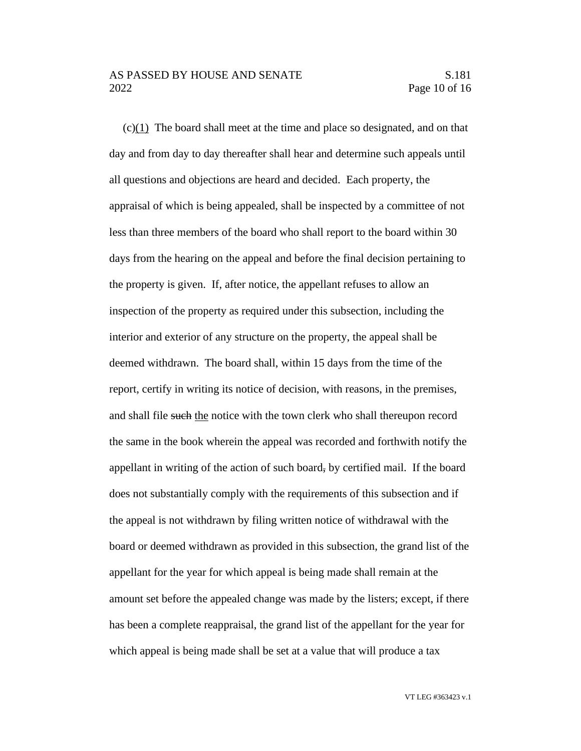(c)<u>(1)</u> The board shall meet at the time and place so designated, and on that day and from day to day thereafter shall hear and determine such appeals until all questions and objections are heard and decided. Each property, the appraisal of which is being appealed, shall be inspected by a committee of not less than three members of the board who shall report to the board within 30 days from the hearing on the appeal and before the final decision pertaining to the property is given. If, after notice, the appellant refuses to allow an inspection of the property as required under this subsection, including the interior and exterior of any structure on the property, the appeal shall be deemed withdrawn. The board shall, within 15 days from the time of the report, certify in writing its notice of decision, with reasons, in the premises, and shall file ~~such~~ <u>the</u> notice with the town clerk who shall thereupon record the same in the book wherein the appeal was recorded and forthwith notify the appellant in writing of the action of such board~~,~~ by certified mail. If the board does not substantially comply with the requirements of this subsection and if the appeal is not withdrawn by filing written notice of withdrawal with the board or deemed withdrawn as provided in this subsection, the grand list of the appellant for the year for which appeal is being made shall remain at the amount set before the appealed change was made by the listers; except, if there has been a complete reappraisal, the grand list of the appellant for the year for which appeal is being made shall be set at a value that will produce a tax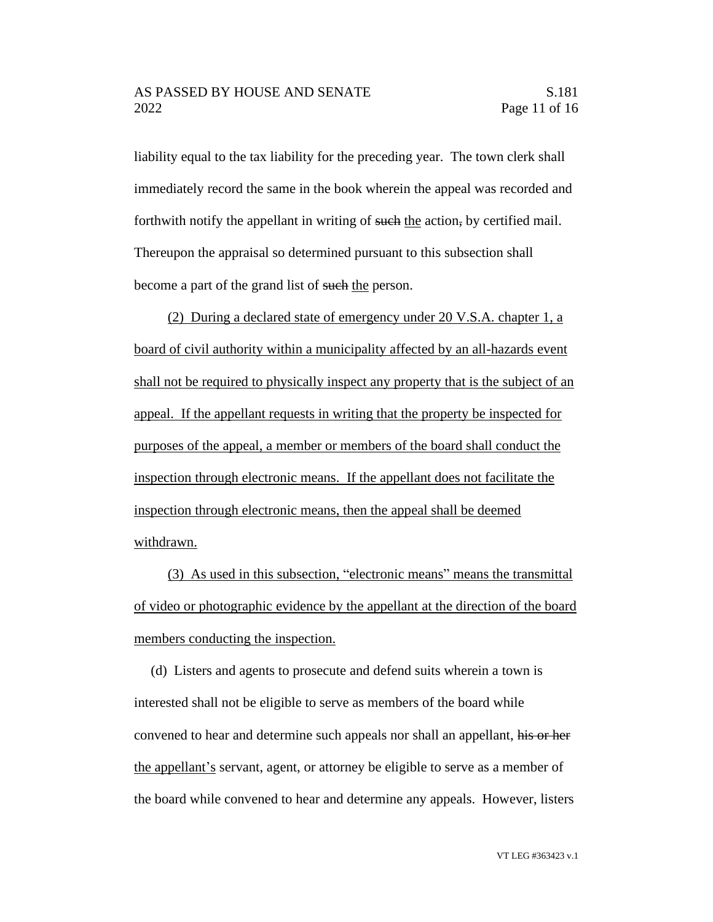liability equal to the tax liability for the preceding year. The town clerk shall immediately record the same in the book wherein the appeal was recorded and forthwith notify the appellant in writing of ~~such~~ <u>the</u> action~~,~~ by certified mail. Thereupon the appraisal so determined pursuant to this subsection shall become a part of the grand list of ~~such~~ <u>the</u> person.

<u>(2) During a declared state of emergency under 20 V.S.A. chapter 1, a board of civil authority within a municipality affected by an all-hazards event shall not be required to physically inspect any property that is the subject of an appeal. If the appellant requests in writing that the property be inspected for purposes of the appeal, a member or members of the board shall conduct the inspection through electronic means. If the appellant does not facilitate the inspection through electronic means, then the appeal shall be deemed withdrawn.</u>

<u>(3) As used in this subsection, "electronic means" means the transmittal of video or photographic evidence by the appellant at the direction of the board members conducting the inspection.</u>

(d) Listers and agents to prosecute and defend suits wherein a town is interested shall not be eligible to serve as members of the board while convened to hear and determine such appeals nor shall an appellant, ~~his or her~~ <u>the appellant's</u> servant, agent, or attorney be eligible to serve as a member of the board while convened to hear and determine any appeals. However, listers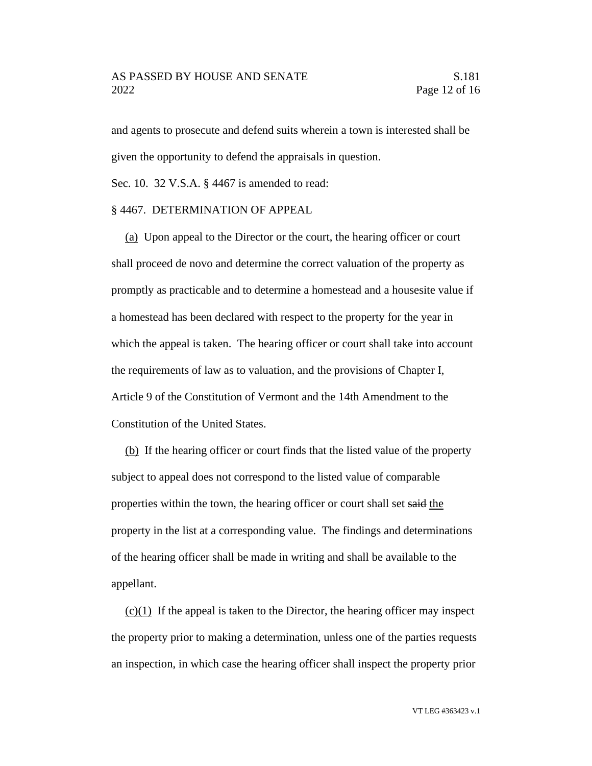and agents to prosecute and defend suits wherein a town is interested shall be given the opportunity to defend the appraisals in question.

Sec. 10. 32 V.S.A. § 4467 is amended to read:

§ 4467. DETERMINATION OF APPEAL

<u>(a)</u> Upon appeal to the Director or the court, the hearing officer or court shall proceed de novo and determine the correct valuation of the property as promptly as practicable and to determine a homestead and a housesite value if a homestead has been declared with respect to the property for the year in which the appeal is taken. The hearing officer or court shall take into account the requirements of law as to valuation, and the provisions of Chapter I, Article 9 of the Constitution of Vermont and the 14th Amendment to the Constitution of the United States.

<u>(b)</u> If the hearing officer or court finds that the listed value of the property subject to appeal does not correspond to the listed value of comparable properties within the town, the hearing officer or court shall set ~~said~~ <u>the</u> property in the list at a corresponding value. The findings and determinations of the hearing officer shall be made in writing and shall be available to the appellant.

<u>(c)(1)</u> If the appeal is taken to the Director, the hearing officer may inspect the property prior to making a determination, unless one of the parties requests an inspection, in which case the hearing officer shall inspect the property prior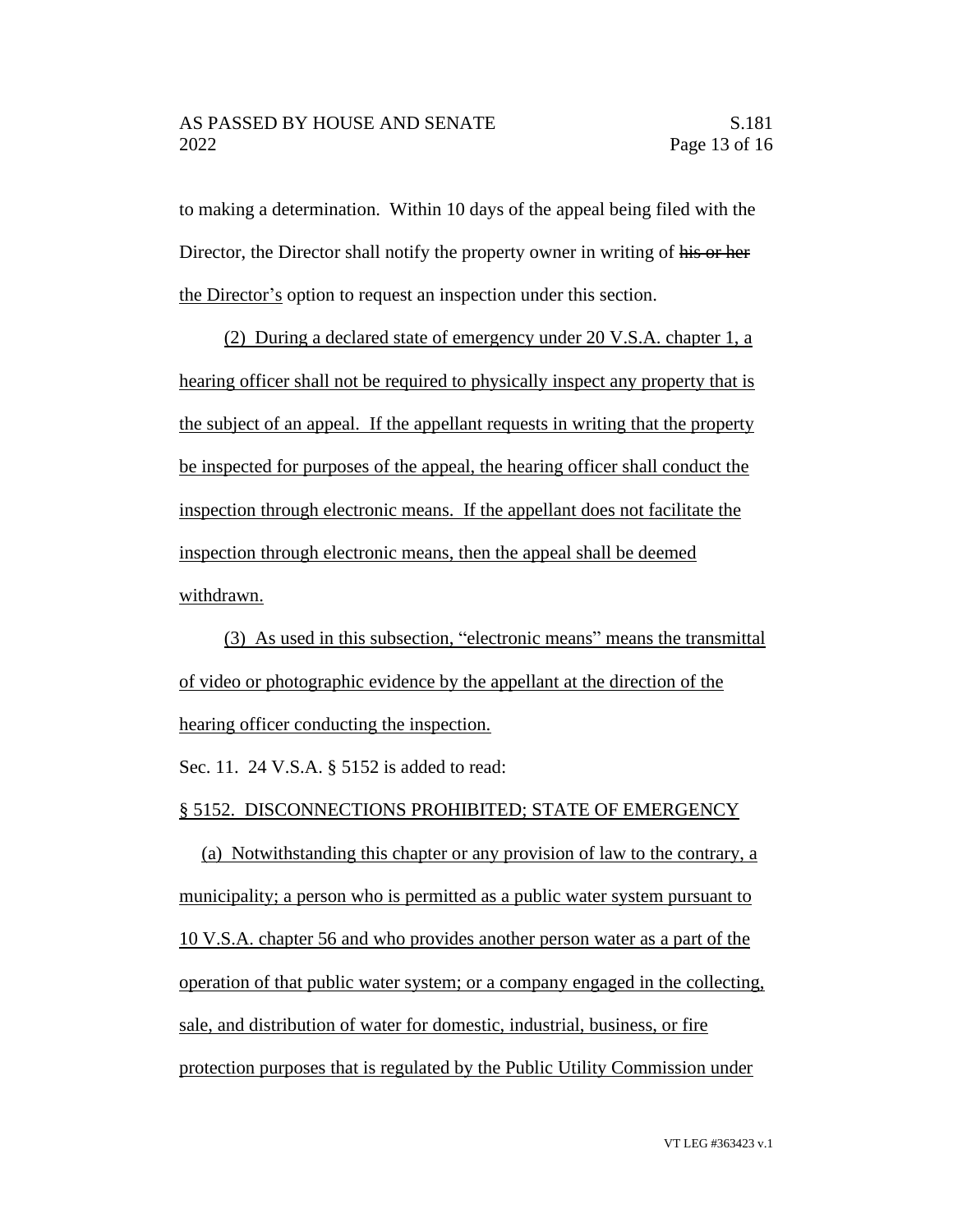to making a determination. Within 10 days of the appeal being filed with the Director, the Director shall notify the property owner in writing of ~~his or her~~ the Director's option to request an inspection under this section.

(2) During a declared state of emergency under 20 V.S.A. chapter 1, a hearing officer shall not be required to physically inspect any property that is the subject of an appeal. If the appellant requests in writing that the property be inspected for purposes of the appeal, the hearing officer shall conduct the inspection through electronic means. If the appellant does not facilitate the inspection through electronic means, then the appeal shall be deemed withdrawn.

(3) As used in this subsection, "electronic means" means the transmittal of video or photographic evidence by the appellant at the direction of the hearing officer conducting the inspection.

Sec. 11. 24 V.S.A. § 5152 is added to read:

§ 5152. DISCONNECTIONS PROHIBITED; STATE OF EMERGENCY

(a) Notwithstanding this chapter or any provision of law to the contrary, a municipality; a person who is permitted as a public water system pursuant to 10 V.S.A. chapter 56 and who provides another person water as a part of the operation of that public water system; or a company engaged in the collecting, sale, and distribution of water for domestic, industrial, business, or fire protection purposes that is regulated by the Public Utility Commission under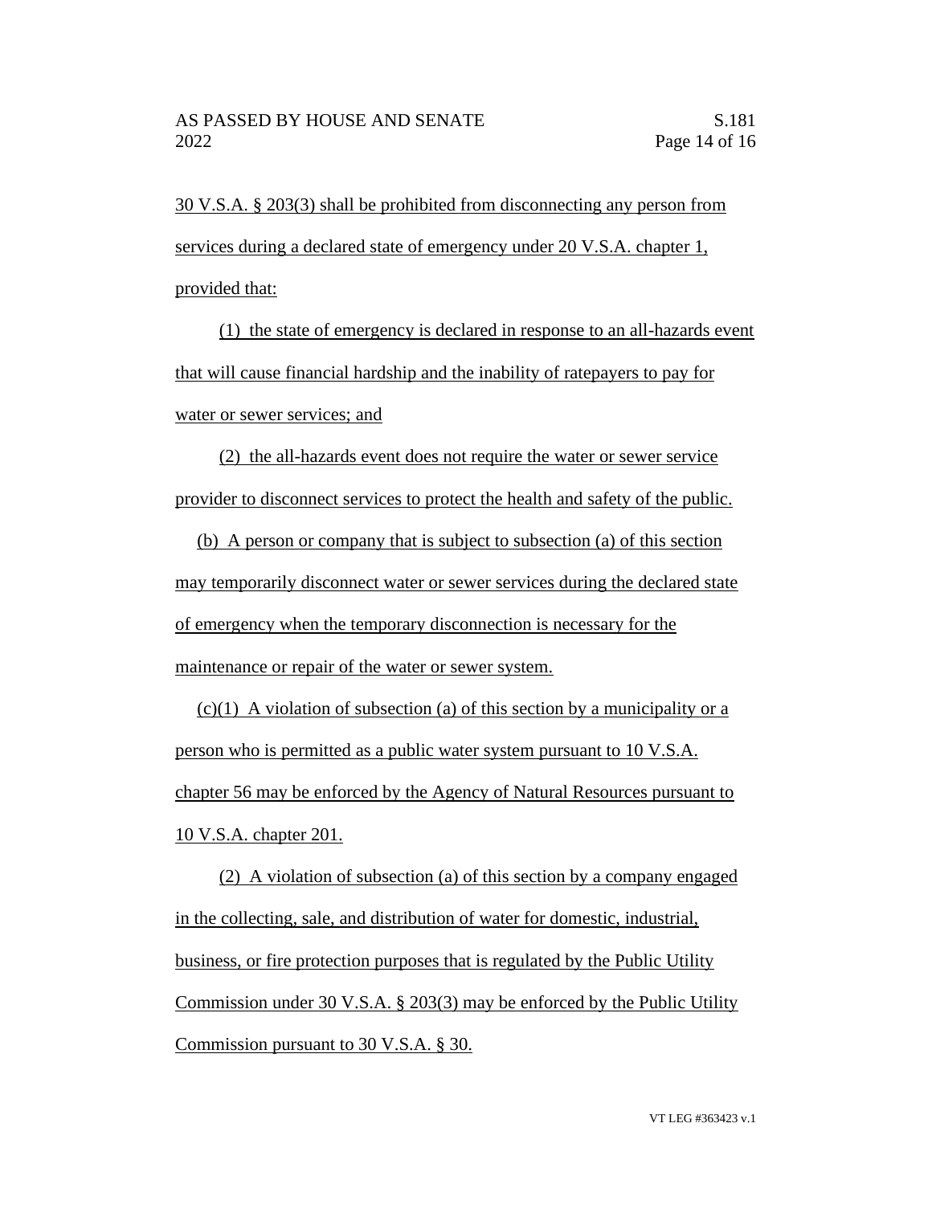30 V.S.A. § 203(3) shall be prohibited from disconnecting any person from services during a declared state of emergency under 20 V.S.A. chapter 1, provided that:

(1) the state of emergency is declared in response to an all-hazards event that will cause financial hardship and the inability of ratepayers to pay for water or sewer services; and

(2) the all-hazards event does not require the water or sewer service provider to disconnect services to protect the health and safety of the public.

(b) A person or company that is subject to subsection (a) of this section may temporarily disconnect water or sewer services during the declared state of emergency when the temporary disconnection is necessary for the maintenance or repair of the water or sewer system.

(c)(1) A violation of subsection (a) of this section by a municipality or a person who is permitted as a public water system pursuant to 10 V.S.A. chapter 56 may be enforced by the Agency of Natural Resources pursuant to 10 V.S.A. chapter 201.

(2) A violation of subsection (a) of this section by a company engaged in the collecting, sale, and distribution of water for domestic, industrial, business, or fire protection purposes that is regulated by the Public Utility Commission under 30 V.S.A. § 203(3) may be enforced by the Public Utility Commission pursuant to 30 V.S.A. § 30.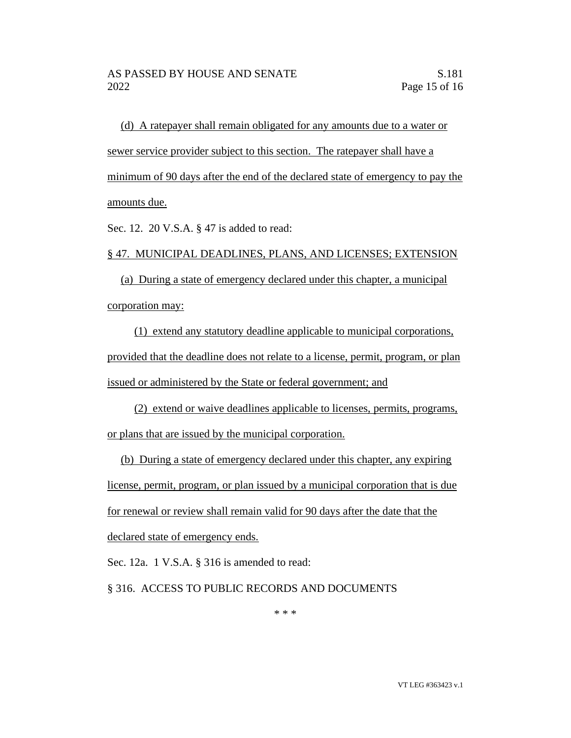(d) A ratepayer shall remain obligated for any amounts due to a water or sewer service provider subject to this section. The ratepayer shall have a minimum of 90 days after the end of the declared state of emergency to pay the amounts due.

Sec. 12. 20 V.S.A. § 47 is added to read:

§ 47. MUNICIPAL DEADLINES, PLANS, AND LICENSES; EXTENSION

(a) During a state of emergency declared under this chapter, a municipal corporation may:

(1) extend any statutory deadline applicable to municipal corporations, provided that the deadline does not relate to a license, permit, program, or plan issued or administered by the State or federal government; and

(2) extend or waive deadlines applicable to licenses, permits, programs, or plans that are issued by the municipal corporation.

(b) During a state of emergency declared under this chapter, any expiring license, permit, program, or plan issued by a municipal corporation that is due for renewal or review shall remain valid for 90 days after the date that the declared state of emergency ends.

Sec. 12a. 1 V.S.A. § 316 is amended to read:

§ 316. ACCESS TO PUBLIC RECORDS AND DOCUMENTS

\* \* \*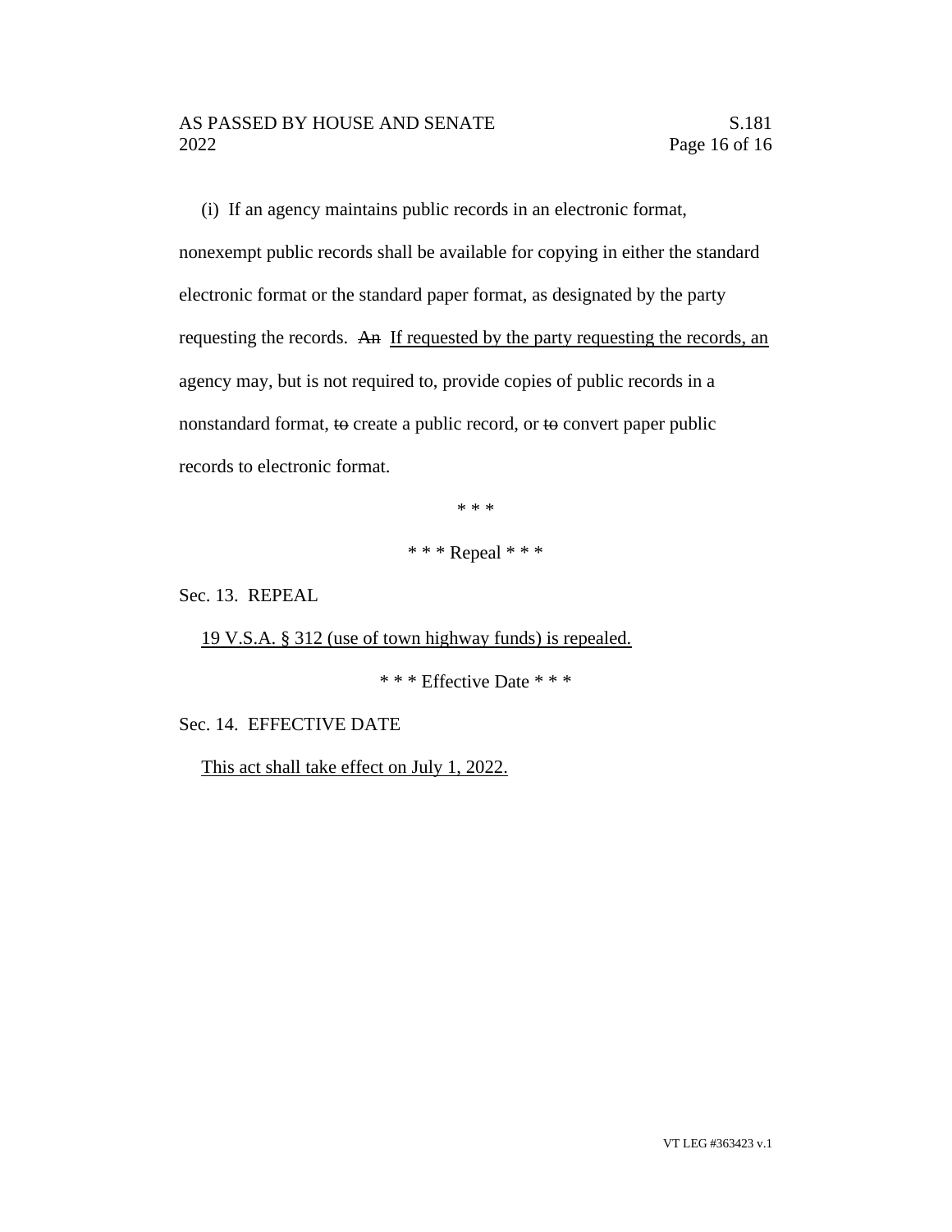(i) If an agency maintains public records in an electronic format, nonexempt public records shall be available for copying in either the standard electronic format or the standard paper format, as designated by the party requesting the records. ~~An~~ <u>If requested by the party requesting the records, an</u> agency may, but is not required to, provide copies of public records in a nonstandard format, ~~to~~ create a public record, or ~~to~~ convert paper public records to electronic format.

\* \* \*

\* \* \* Repeal \* \* \*

Sec. 13. REPEAL

<u>19 V.S.A. § 312 (use of town highway funds) is repealed.</u>

\* \* \* Effective Date \* \* \*

Sec. 14. EFFECTIVE DATE

<u>This act shall take effect on July 1, 2022.</u>